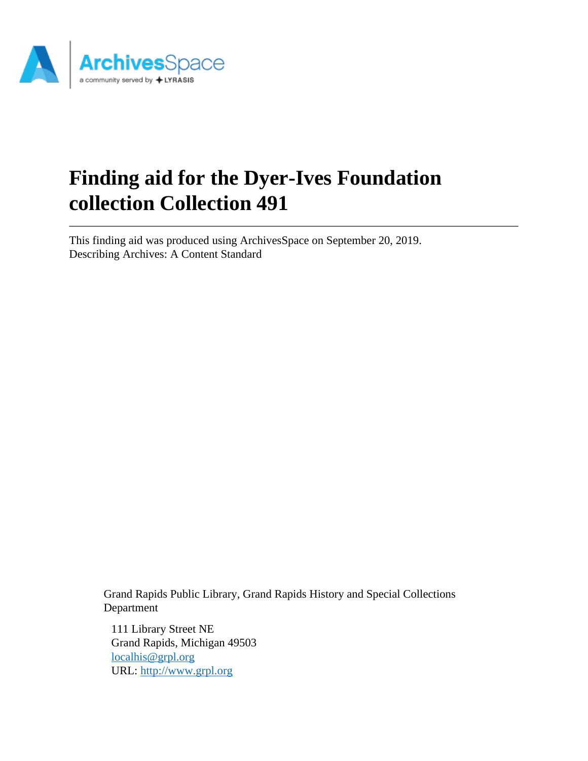# Finding aid for the Dyer-Ives Foundation collection Collection 491

---

This finding aid was produced using ArchivesSpace on September 20, 2019.
Describing Archives: A Content Standard

Grand Rapids Public Library, Grand Rapids History and Special Collections Department

111 Library Street NE
Grand Rapids, Michigan 49503
localhis@grpl.org
URL: http://www.grpl.org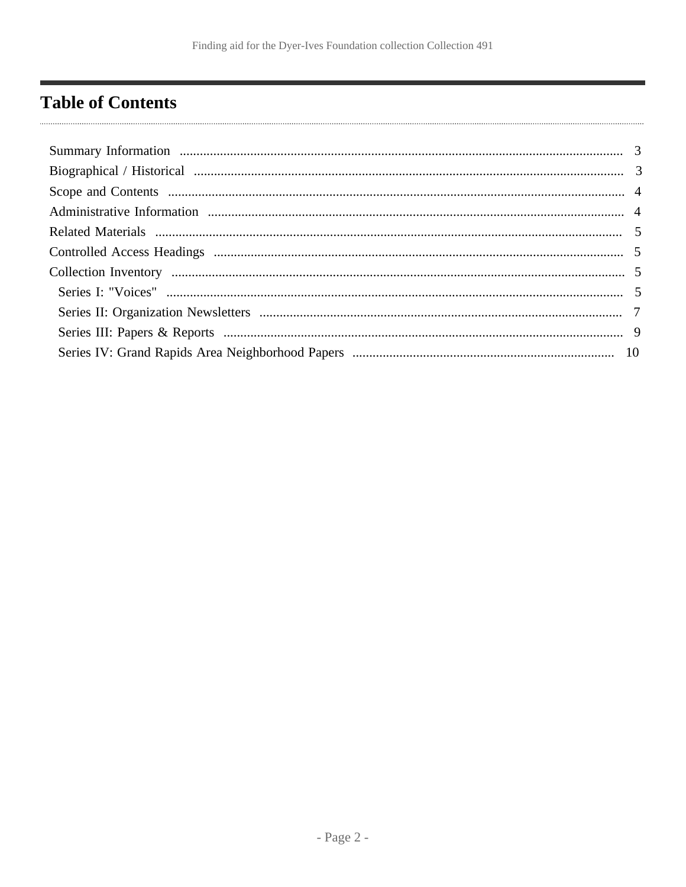## Table of Contents

- Summary Information ... 3
- Biographical / Historical ... 3
- Scope and Contents ... 4
- Administrative Information ... 4
- Related Materials ... 5
- Controlled Access Headings ... 5
- Collection Inventory ... 5
  - Series I: "Voices" ... 5
  - Series II: Organization Newsletters ... 7
  - Series III: Papers & Reports ... 9
  - Series IV: Grand Rapids Area Neighborhood Papers ... 10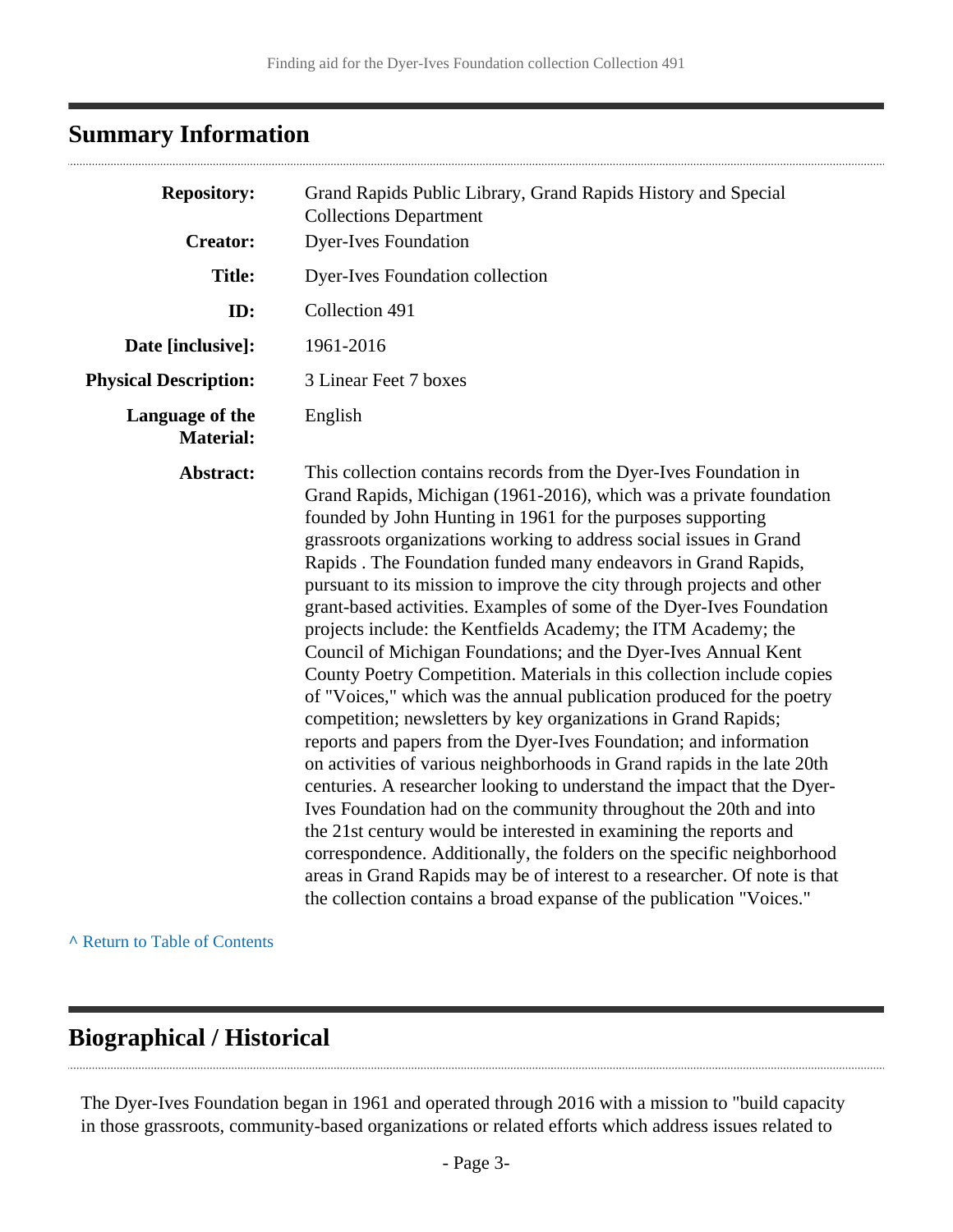## Summary Information

| | |
|---|---|
| **Repository:** | Grand Rapids Public Library, Grand Rapids History and Special Collections Department |
| **Creator:** | Dyer-Ives Foundation |
| **Title:** | Dyer-Ives Foundation collection |
| **ID:** | Collection 491 |
| **Date [inclusive]:** | 1961-2016 |
| **Physical Description:** | 3 Linear Feet 7 boxes |
| **Language of the Material:** | English |
| **Abstract:** | This collection contains records from the Dyer-Ives Foundation in Grand Rapids, Michigan (1961-2016), which was a private foundation founded by John Hunting in 1961 for the purposes supporting grassroots organizations working to address social issues in Grand Rapids . The Foundation funded many endeavors in Grand Rapids, pursuant to its mission to improve the city through projects and other grant-based activities. Examples of some of the Dyer-Ives Foundation projects include: the Kentfields Academy; the ITM Academy; the Council of Michigan Foundations; and the Dyer-Ives Annual Kent County Poetry Competition. Materials in this collection include copies of "Voices," which was the annual publication produced for the poetry competition; newsletters by key organizations in Grand Rapids; reports and papers from the Dyer-Ives Foundation; and information on activities of various neighborhoods in Grand rapids in the late 20th centuries. A researcher looking to understand the impact that the Dyer-Ives Foundation had on the community throughout the 20th and into the 21st century would be interested in examining the reports and correspondence. Additionally, the folders on the specific neighborhood areas in Grand Rapids may be of interest to a researcher. Of note is that the collection contains a broad expanse of the publication "Voices." |

^ Return to Table of Contents

## Biographical / Historical

The Dyer-Ives Foundation began in 1961 and operated through 2016 with a mission to "build capacity in those grassroots, community-based organizations or related efforts which address issues related to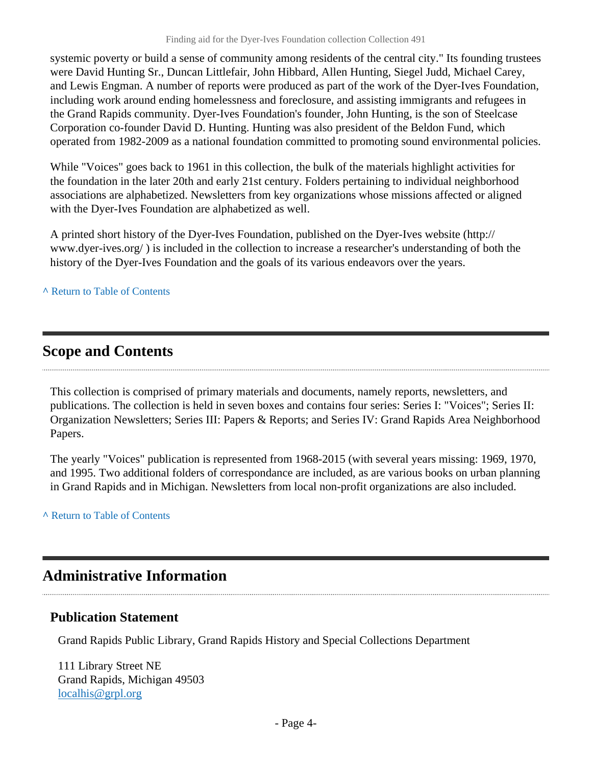systemic poverty or build a sense of community among residents of the central city." Its founding trustees were David Hunting Sr., Duncan Littlefair, John Hibbard, Allen Hunting, Siegel Judd, Michael Carey, and Lewis Engman. A number of reports were produced as part of the work of the Dyer-Ives Foundation, including work around ending homelessness and foreclosure, and assisting immigrants and refugees in the Grand Rapids community. Dyer-Ives Foundation's founder, John Hunting, is the son of Steelcase Corporation co-founder David D. Hunting. Hunting was also president of the Beldon Fund, which operated from 1982-2009 as a national foundation committed to promoting sound environmental policies.

While "Voices" goes back to 1961 in this collection, the bulk of the materials highlight activities for the foundation in the later 20th and early 21st century. Folders pertaining to individual neighborhood associations are alphabetized. Newsletters from key organizations whose missions affected or aligned with the Dyer-Ives Foundation are alphabetized as well.

A printed short history of the Dyer-Ives Foundation, published on the Dyer-Ives website (http://www.dyer-ives.org/ ) is included in the collection to increase a researcher's understanding of both the history of the Dyer-Ives Foundation and the goals of its various endeavors over the years.

^ Return to Table of Contents

## Scope and Contents

This collection is comprised of primary materials and documents, namely reports, newsletters, and publications. The collection is held in seven boxes and contains four series: Series I: "Voices"; Series II: Organization Newsletters; Series III: Papers & Reports; and Series IV: Grand Rapids Area Neighborhood Papers.

The yearly "Voices" publication is represented from 1968-2015 (with several years missing: 1969, 1970, and 1995. Two additional folders of correspondance are included, as are various books on urban planning in Grand Rapids and in Michigan. Newsletters from local non-profit organizations are also included.

^ Return to Table of Contents

## Administrative Information

### Publication Statement

Grand Rapids Public Library, Grand Rapids History and Special Collections Department

111 Library Street NE
Grand Rapids, Michigan 49503
localhis@grpl.org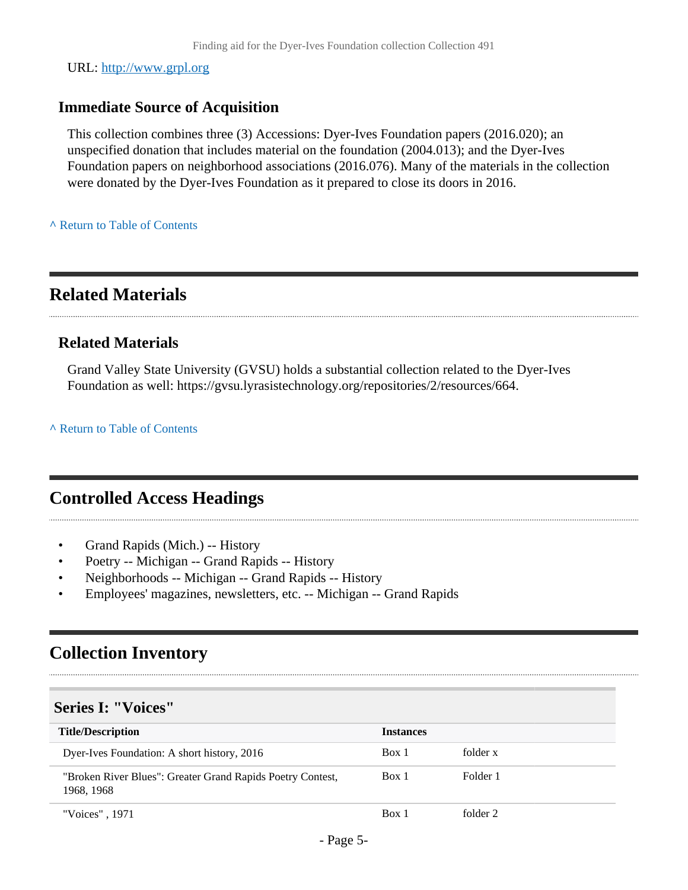URL: http://www.grpl.org

### Immediate Source of Acquisition

This collection combines three (3) Accessions: Dyer-Ives Foundation papers (2016.020); an unspecified donation that includes material on the foundation (2004.013); and the Dyer-Ives Foundation papers on neighborhood associations (2016.076). Many of the materials in the collection were donated by the Dyer-Ives Foundation as it prepared to close its doors in 2016.

^ Return to Table of Contents

## Related Materials

### Related Materials

Grand Valley State University (GVSU) holds a substantial collection related to the Dyer-Ives Foundation as well: https://gvsu.lyrasistechnology.org/repositories/2/resources/664.

^ Return to Table of Contents

## Controlled Access Headings

- Grand Rapids (Mich.) -- History
- Poetry -- Michigan -- Grand Rapids -- History
- Neighborhoods -- Michigan -- Grand Rapids -- History
- Employees' magazines, newsletters, etc. -- Michigan -- Grand Rapids

## Collection Inventory

### Series I: "Voices"

| Title/Description | Instances | |
|---|---|---|
| Dyer-Ives Foundation: A short history, 2016 | Box 1 | folder x |
| "Broken River Blues": Greater Grand Rapids Poetry Contest, 1968, 1968 | Box 1 | Folder 1 |
| "Voices" , 1971 | Box 1 | folder 2 |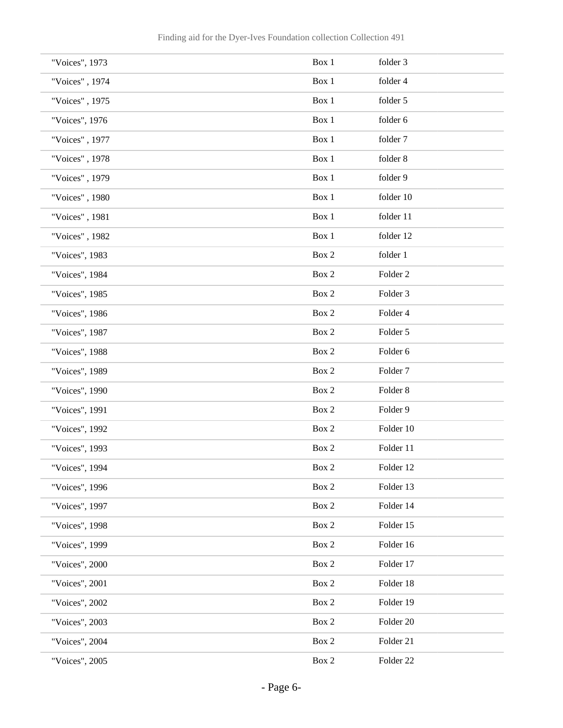| | | |
|---|---|---|
| "Voices", 1973 | Box 1 | folder 3 |
| "Voices" , 1974 | Box 1 | folder 4 |
| "Voices" , 1975 | Box 1 | folder 5 |
| "Voices", 1976 | Box 1 | folder 6 |
| "Voices" , 1977 | Box 1 | folder 7 |
| "Voices" , 1978 | Box 1 | folder 8 |
| "Voices" , 1979 | Box 1 | folder 9 |
| "Voices" , 1980 | Box 1 | folder 10 |
| "Voices" , 1981 | Box 1 | folder 11 |
| "Voices" , 1982 | Box 1 | folder 12 |
| "Voices", 1983 | Box 2 | folder 1 |
| "Voices", 1984 | Box 2 | Folder 2 |
| "Voices", 1985 | Box 2 | Folder 3 |
| "Voices", 1986 | Box 2 | Folder 4 |
| "Voices", 1987 | Box 2 | Folder 5 |
| "Voices", 1988 | Box 2 | Folder 6 |
| "Voices", 1989 | Box 2 | Folder 7 |
| "Voices", 1990 | Box 2 | Folder 8 |
| "Voices", 1991 | Box 2 | Folder 9 |
| "Voices", 1992 | Box 2 | Folder 10 |
| "Voices", 1993 | Box 2 | Folder 11 |
| "Voices", 1994 | Box 2 | Folder 12 |
| "Voices", 1996 | Box 2 | Folder 13 |
| "Voices", 1997 | Box 2 | Folder 14 |
| "Voices", 1998 | Box 2 | Folder 15 |
| "Voices", 1999 | Box 2 | Folder 16 |
| "Voices", 2000 | Box 2 | Folder 17 |
| "Voices", 2001 | Box 2 | Folder 18 |
| "Voices", 2002 | Box 2 | Folder 19 |
| "Voices", 2003 | Box 2 | Folder 20 |
| "Voices", 2004 | Box 2 | Folder 21 |
| "Voices", 2005 | Box 2 | Folder 22 |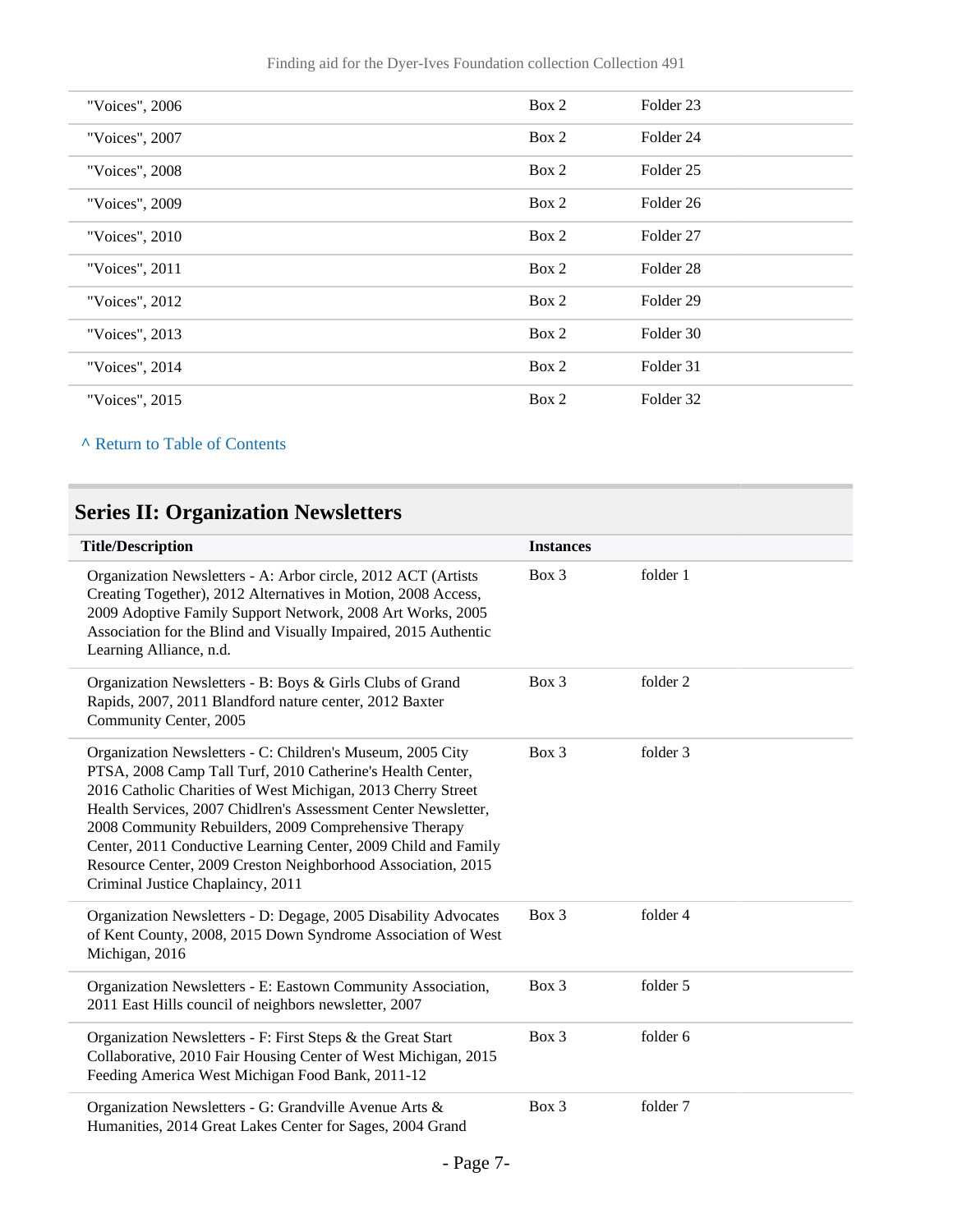| | | |
|---|---|---|
| "Voices", 2006 | Box 2 | Folder 23 |
| "Voices", 2007 | Box 2 | Folder 24 |
| "Voices", 2008 | Box 2 | Folder 25 |
| "Voices", 2009 | Box 2 | Folder 26 |
| "Voices", 2010 | Box 2 | Folder 27 |
| "Voices", 2011 | Box 2 | Folder 28 |
| "Voices", 2012 | Box 2 | Folder 29 |
| "Voices", 2013 | Box 2 | Folder 30 |
| "Voices", 2014 | Box 2 | Folder 31 |
| "Voices", 2015 | Box 2 | Folder 32 |

^ Return to Table of Contents

## Series II: Organization Newsletters

| Title/Description | Instances | |
|---|---|---|
| Organization Newsletters - A: Arbor circle, 2012 ACT (Artists Creating Together), 2012 Alternatives in Motion, 2008 Access, 2009 Adoptive Family Support Network, 2008 Art Works, 2005 Association for the Blind and Visually Impaired, 2015 Authentic Learning Alliance, n.d. | Box 3 | folder 1 |
| Organization Newsletters - B: Boys & Girls Clubs of Grand Rapids, 2007, 2011 Blandford nature center, 2012 Baxter Community Center, 2005 | Box 3 | folder 2 |
| Organization Newsletters - C: Children's Museum, 2005 City PTSA, 2008 Camp Tall Turf, 2010 Catherine's Health Center, 2016 Catholic Charities of West Michigan, 2013 Cherry Street Health Services, 2007 Chidlren's Assessment Center Newsletter, 2008 Community Rebuilders, 2009 Comprehensive Therapy Center, 2011 Conductive Learning Center, 2009 Child and Family Resource Center, 2009 Creston Neighborhood Association, 2015 Criminal Justice Chaplaincy, 2011 | Box 3 | folder 3 |
| Organization Newsletters - D: Degage, 2005 Disability Advocates of Kent County, 2008, 2015 Down Syndrome Association of West Michigan, 2016 | Box 3 | folder 4 |
| Organization Newsletters - E: Eastown Community Association, 2011 East Hills council of neighbors newsletter, 2007 | Box 3 | folder 5 |
| Organization Newsletters - F: First Steps & the Great Start Collaborative, 2010 Fair Housing Center of West Michigan, 2015 Feeding America West Michigan Food Bank, 2011-12 | Box 3 | folder 6 |
| Organization Newsletters - G: Grandville Avenue Arts & Humanities, 2014 Great Lakes Center for Sages, 2004 Grand | Box 3 | folder 7 |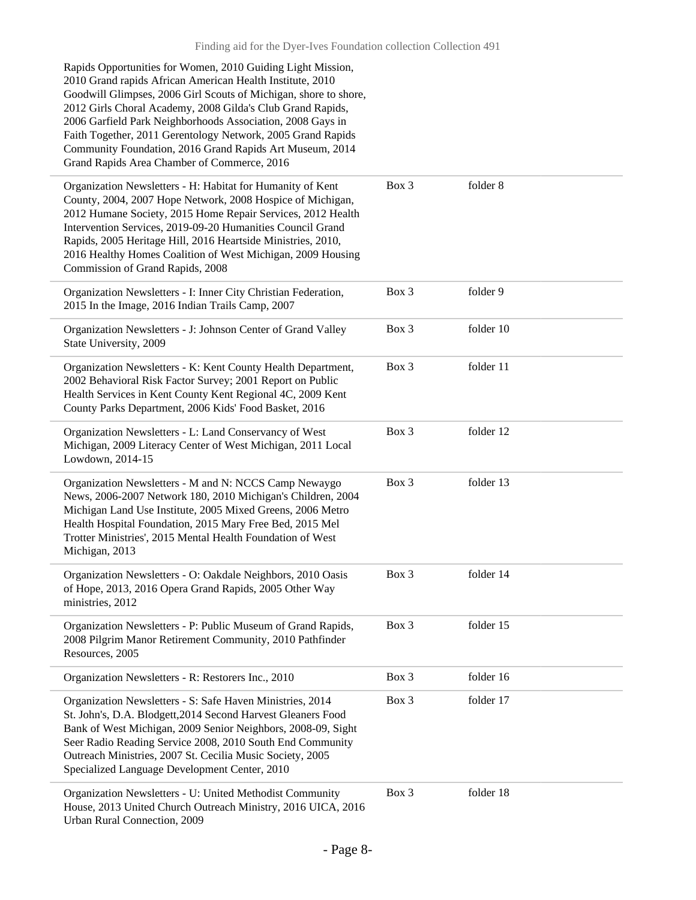| | | |
|---|---|---|
| Rapids Opportunities for Women, 2010 Guiding Light Mission, 2010 Grand rapids African American Health Institute, 2010 Goodwill Glimpses, 2006 Girl Scouts of Michigan, shore to shore, 2012 Girls Choral Academy, 2008 Gilda's Club Grand Rapids, 2006 Garfield Park Neighborhoods Association, 2008 Gays in Faith Together, 2011 Gerentology Network, 2005 Grand Rapids Community Foundation, 2016 Grand Rapids Art Museum, 2014 Grand Rapids Area Chamber of Commerce, 2016 | | |
| Organization Newsletters - H: Habitat for Humanity of Kent County, 2004, 2007 Hope Network, 2008 Hospice of Michigan, 2012 Humane Society, 2015 Home Repair Services, 2012 Health Intervention Services, 2019-09-20 Humanities Council Grand Rapids, 2005 Heritage Hill, 2016 Heartside Ministries, 2010, 2016 Healthy Homes Coalition of West Michigan, 2009 Housing Commission of Grand Rapids, 2008 | Box 3 | folder 8 |
| Organization Newsletters - I: Inner City Christian Federation, 2015 In the Image, 2016 Indian Trails Camp, 2007 | Box 3 | folder 9 |
| Organization Newsletters - J: Johnson Center of Grand Valley State University, 2009 | Box 3 | folder 10 |
| Organization Newsletters - K: Kent County Health Department, 2002 Behavioral Risk Factor Survey; 2001 Report on Public Health Services in Kent County Kent Regional 4C, 2009 Kent County Parks Department, 2006 Kids' Food Basket, 2016 | Box 3 | folder 11 |
| Organization Newsletters - L: Land Conservancy of West Michigan, 2009 Literacy Center of West Michigan, 2011 Local Lowdown, 2014-15 | Box 3 | folder 12 |
| Organization Newsletters - M and N: NCCS Camp Newaygo News, 2006-2007 Network 180, 2010 Michigan's Children, 2004 Michigan Land Use Institute, 2005 Mixed Greens, 2006 Metro Health Hospital Foundation, 2015 Mary Free Bed, 2015 Mel Trotter Ministries', 2015 Mental Health Foundation of West Michigan, 2013 | Box 3 | folder 13 |
| Organization Newsletters - O: Oakdale Neighbors, 2010 Oasis of Hope, 2013, 2016 Opera Grand Rapids, 2005 Other Way ministries, 2012 | Box 3 | folder 14 |
| Organization Newsletters - P: Public Museum of Grand Rapids, 2008 Pilgrim Manor Retirement Community, 2010 Pathfinder Resources, 2005 | Box 3 | folder 15 |
| Organization Newsletters - R: Restorers Inc., 2010 | Box 3 | folder 16 |
| Organization Newsletters - S: Safe Haven Ministries, 2014 St. John's, D.A. Blodgett,2014 Second Harvest Gleaners Food Bank of West Michigan, 2009 Senior Neighbors, 2008-09, Sight Seer Radio Reading Service 2008, 2010 South End Community Outreach Ministries, 2007 St. Cecilia Music Society, 2005 Specialized Language Development Center, 2010 | Box 3 | folder 17 |
| Organization Newsletters - U: United Methodist Community House, 2013 United Church Outreach Ministry, 2016 UICA, 2016 Urban Rural Connection, 2009 | Box 3 | folder 18 |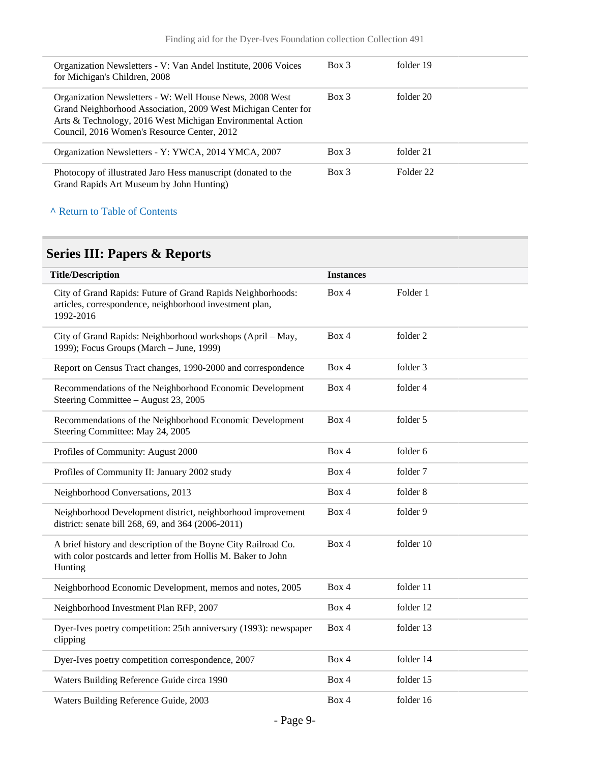| | | |
|---|---|---|
| Organization Newsletters - V: Van Andel Institute, 2006 Voices for Michigan's Children, 2008 | Box 3 | folder 19 |
| Organization Newsletters - W: Well House News, 2008 West Grand Neighborhood Association, 2009 West Michigan Center for Arts & Technology, 2016 West Michigan Environmental Action Council, 2016 Women's Resource Center, 2012 | Box 3 | folder 20 |
| Organization Newsletters - Y: YWCA, 2014 YMCA, 2007 | Box 3 | folder 21 |
| Photocopy of illustrated Jaro Hess manuscript (donated to the Grand Rapids Art Museum by John Hunting) | Box 3 | Folder 22 |

^ Return to Table of Contents

## Series III: Papers & Reports

| Title/Description | Instances | |
|---|---|---|
| City of Grand Rapids: Future of Grand Rapids Neighborhoods: articles, correspondence, neighborhood investment plan, 1992-2016 | Box 4 | Folder 1 |
| City of Grand Rapids: Neighborhood workshops (April – May, 1999); Focus Groups (March – June, 1999) | Box 4 | folder 2 |
| Report on Census Tract changes, 1990-2000 and correspondence | Box 4 | folder 3 |
| Recommendations of the Neighborhood Economic Development Steering Committee – August 23, 2005 | Box 4 | folder 4 |
| Recommendations of the Neighborhood Economic Development Steering Committee: May 24, 2005 | Box 4 | folder 5 |
| Profiles of Community: August 2000 | Box 4 | folder 6 |
| Profiles of Community II: January 2002 study | Box 4 | folder 7 |
| Neighborhood Conversations, 2013 | Box 4 | folder 8 |
| Neighborhood Development district, neighborhood improvement district: senate bill 268, 69, and 364 (2006-2011) | Box 4 | folder 9 |
| A brief history and description of the Boyne City Railroad Co. with color postcards and letter from Hollis M. Baker to John Hunting | Box 4 | folder 10 |
| Neighborhood Economic Development, memos and notes, 2005 | Box 4 | folder 11 |
| Neighborhood Investment Plan RFP, 2007 | Box 4 | folder 12 |
| Dyer-Ives poetry competition: 25th anniversary (1993): newspaper clipping | Box 4 | folder 13 |
| Dyer-Ives poetry competition correspondence, 2007 | Box 4 | folder 14 |
| Waters Building Reference Guide circa 1990 | Box 4 | folder 15 |
| Waters Building Reference Guide, 2003 | Box 4 | folder 16 |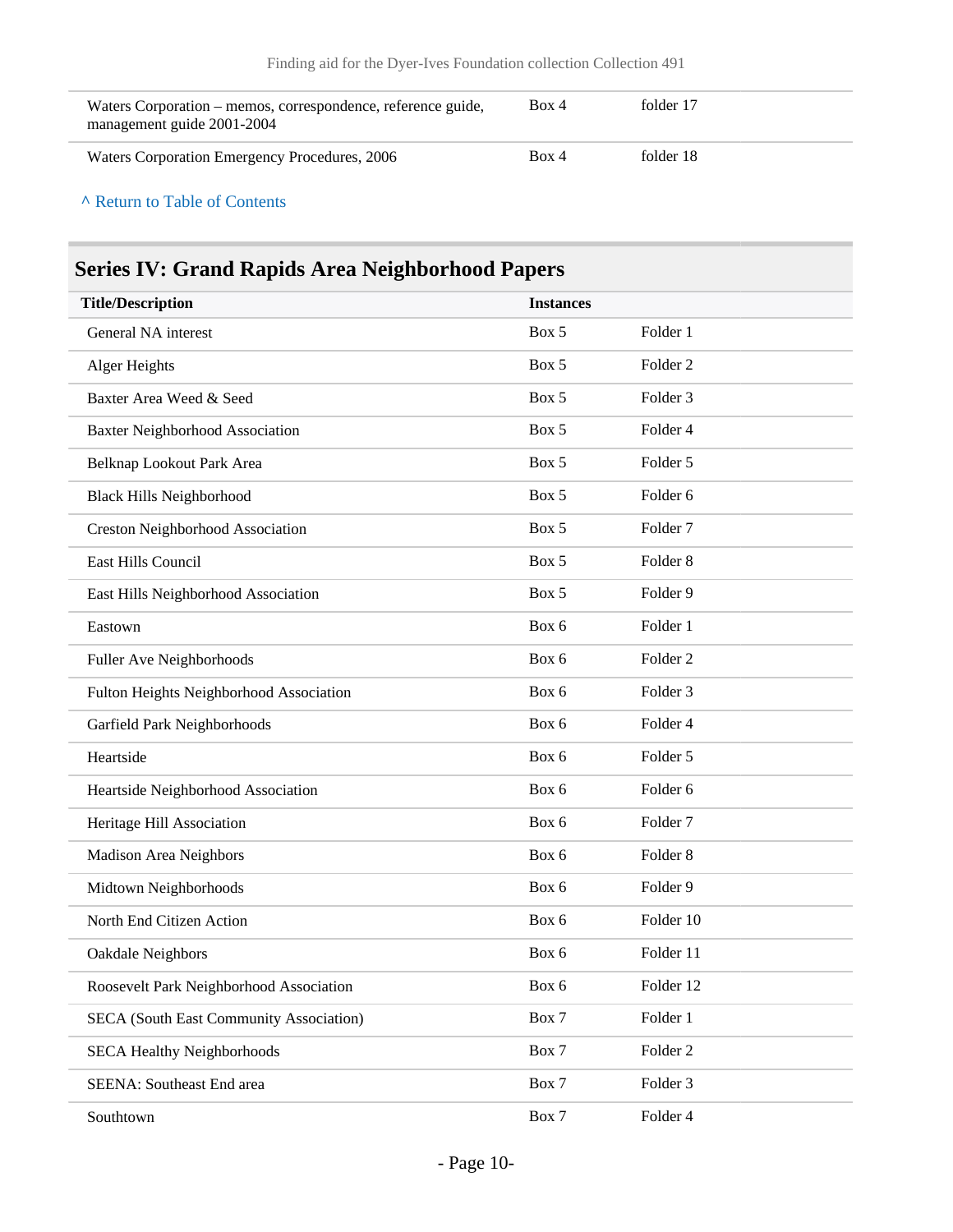| | | |
|---|---|---|
| Waters Corporation – memos, correspondence, reference guide, management guide 2001-2004 | Box 4 | folder 17 |
| Waters Corporation Emergency Procedures, 2006 | Box 4 | folder 18 |

^ Return to Table of Contents

## Series IV: Grand Rapids Area Neighborhood Papers

| Title/Description | Instances | |
|---|---|---|
| General NA interest | Box 5 | Folder 1 |
| Alger Heights | Box 5 | Folder 2 |
| Baxter Area Weed & Seed | Box 5 | Folder 3 |
| Baxter Neighborhood Association | Box 5 | Folder 4 |
| Belknap Lookout Park Area | Box 5 | Folder 5 |
| Black Hills Neighborhood | Box 5 | Folder 6 |
| Creston Neighborhood Association | Box 5 | Folder 7 |
| East Hills Council | Box 5 | Folder 8 |
| East Hills Neighborhood Association | Box 5 | Folder 9 |
| Eastown | Box 6 | Folder 1 |
| Fuller Ave Neighborhoods | Box 6 | Folder 2 |
| Fulton Heights Neighborhood Association | Box 6 | Folder 3 |
| Garfield Park Neighborhoods | Box 6 | Folder 4 |
| Heartside | Box 6 | Folder 5 |
| Heartside Neighborhood Association | Box 6 | Folder 6 |
| Heritage Hill Association | Box 6 | Folder 7 |
| Madison Area Neighbors | Box 6 | Folder 8 |
| Midtown Neighborhoods | Box 6 | Folder 9 |
| North End Citizen Action | Box 6 | Folder 10 |
| Oakdale Neighbors | Box 6 | Folder 11 |
| Roosevelt Park Neighborhood Association | Box 6 | Folder 12 |
| SECA (South East Community Association) | Box 7 | Folder 1 |
| SECA Healthy Neighborhoods | Box 7 | Folder 2 |
| SEENA: Southeast End area | Box 7 | Folder 3 |
| Southtown | Box 7 | Folder 4 |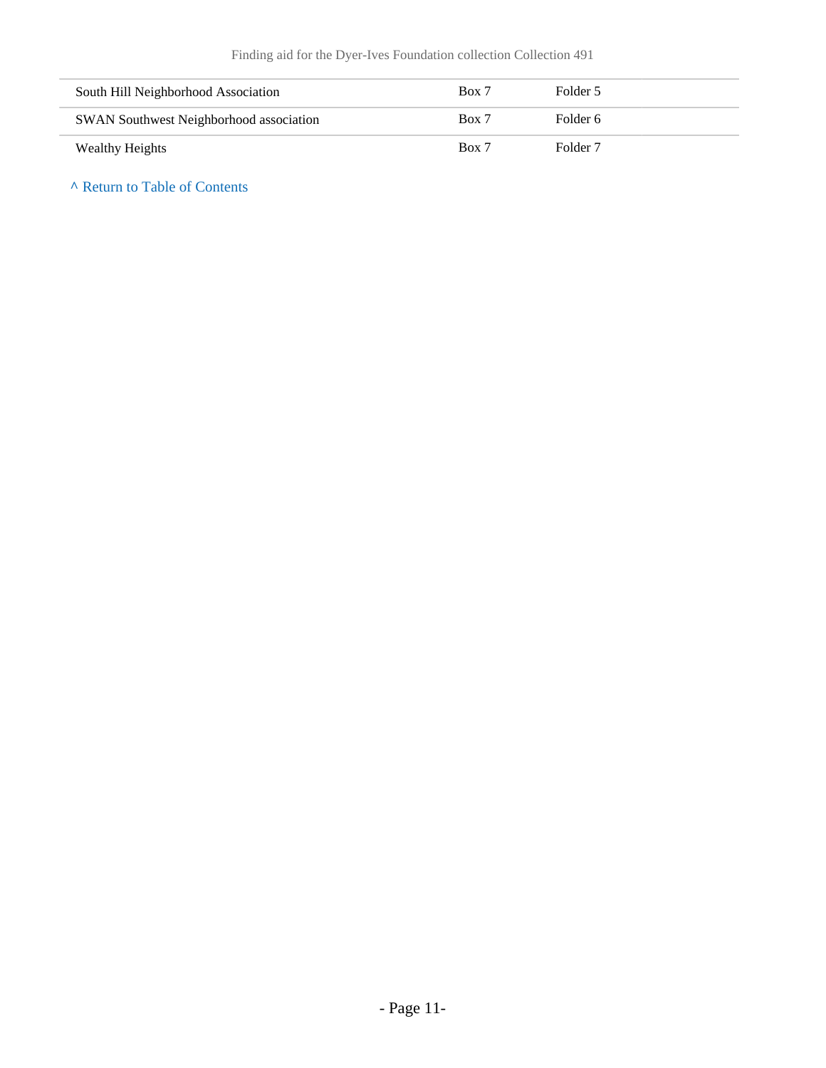| | | |
|---|---|---|
| South Hill Neighborhood Association | Box 7 | Folder 5 |
| SWAN Southwest Neighborhood association | Box 7 | Folder 6 |
| Wealthy Heights | Box 7 | Folder 7 |

^ Return to Table of Contents